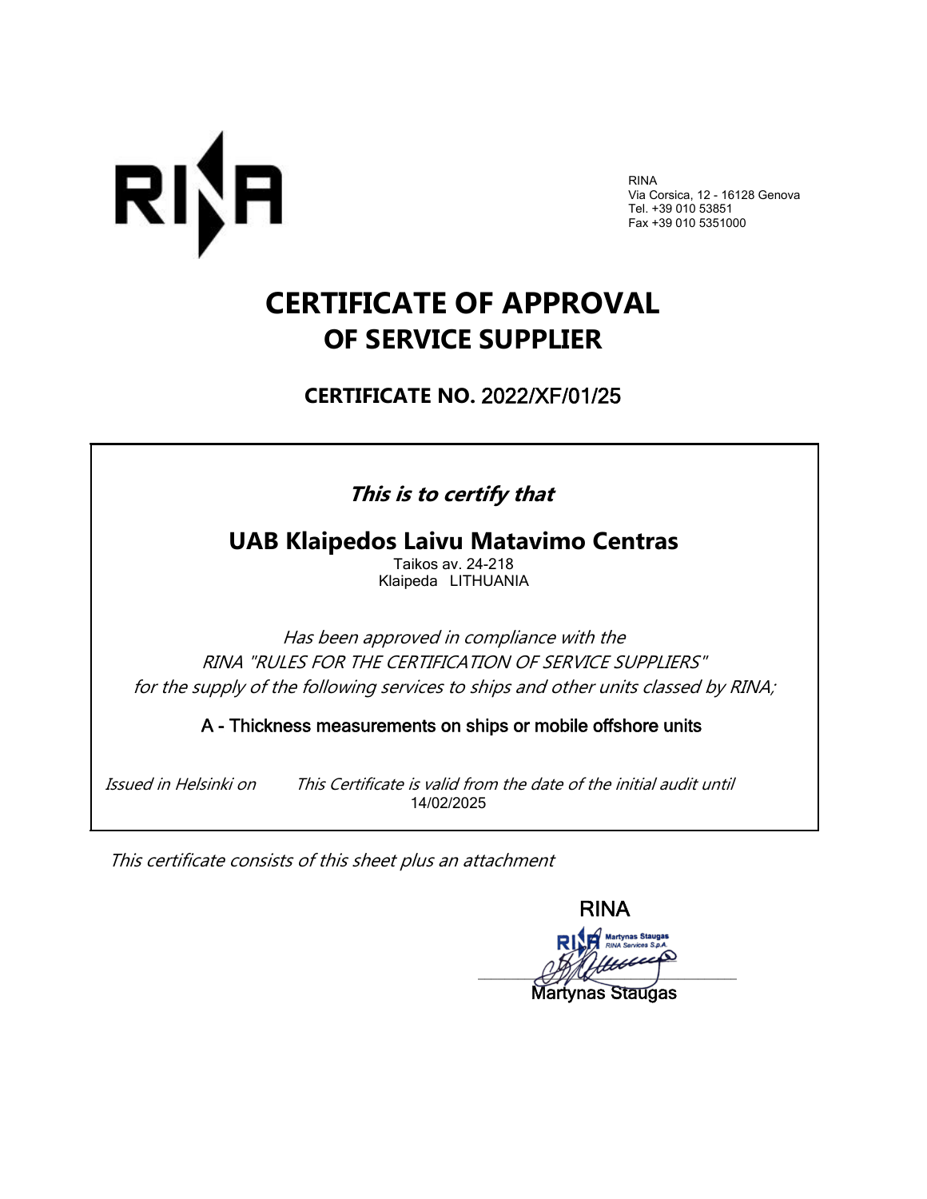RINA
Via Corsica, 12 - 16128 Genova
Tel. +39 010 53851
Fax +39 010 5351000

# CERTIFICATE OF APPROVAL
## OF SERVICE SUPPLIER

### CERTIFICATE NO. 2022/XF/01/25

***This is to certify that***

## UAB Klaipedos Laivu Matavimo Centras

Taikos av. 24-218
Klaipeda LITHUANIA

*Has been approved in compliance with the*
*RINA "RULES FOR THE CERTIFICATION OF SERVICE SUPPLIERS"*
*for the supply of the following services to ships and other units classed by RINA;*

A - Thickness measurements on ships or mobile offshore units

*Issued in Helsinki on* *This Certificate is valid from the date of the initial audit until* 14/02/2025

*This certificate consists of this sheet plus an attachment*

RINA

Martynas Staugas
RINA Services S.p.A.

Martynas Staugas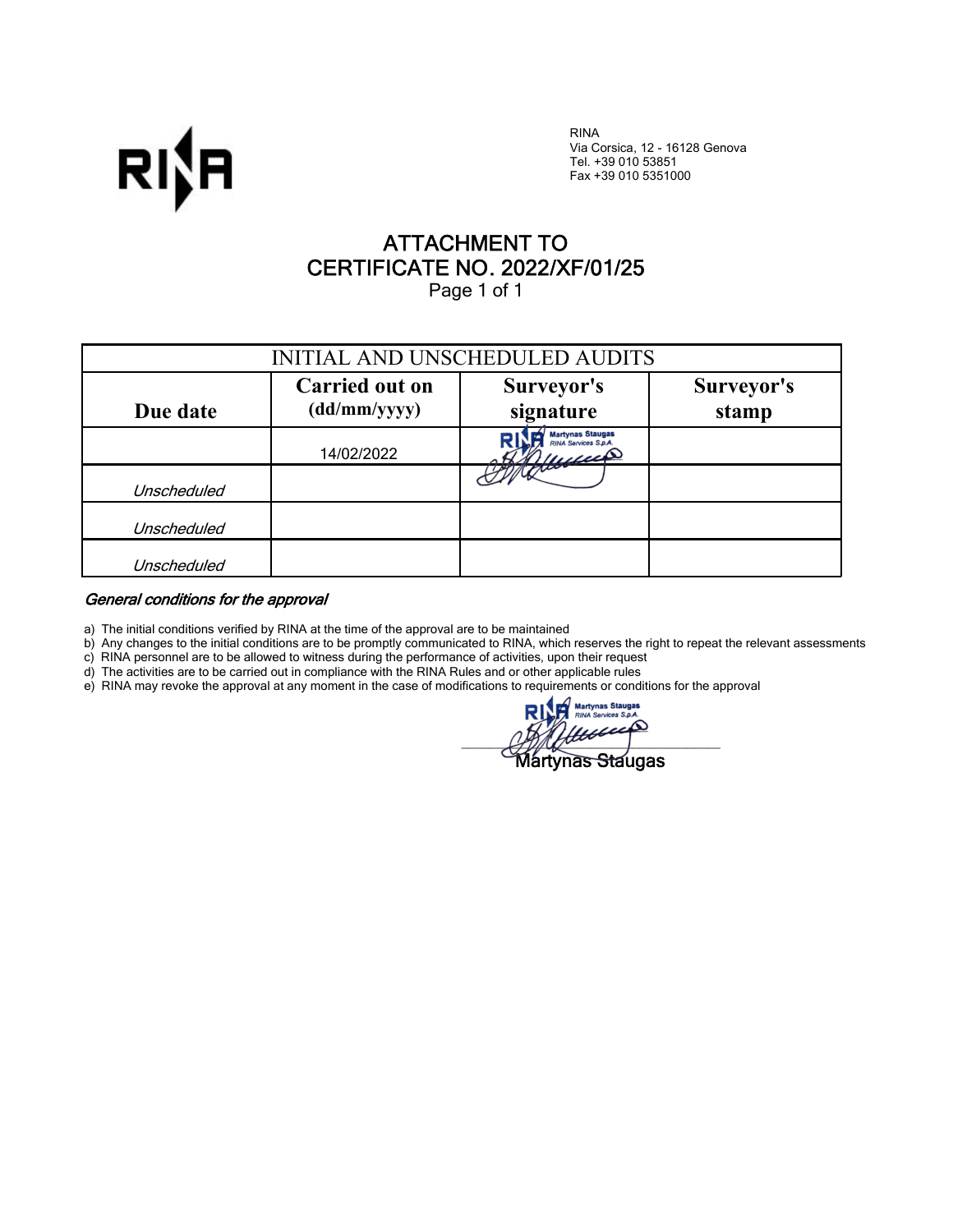RINA
Via Corsica, 12 - 16128 Genova
Tel. +39 010 53851
Fax +39 010 5351000

# ATTACHMENT TO CERTIFICATE NO. 2022/XF/01/25

Page 1 of 1

| INITIAL AND UNSCHEDULED AUDITS | | | |
|---|---|---|---|
| **Due date** | **Carried out on (dd/mm/yyyy)** | **Surveyor's signature** | **Surveyor's stamp** |
| | 14/02/2022 | RINA Martynas Staugas RINA Services S.p.A. | |
| *Unscheduled* | | | |
| *Unscheduled* | | | |
| *Unscheduled* | | | |

***General conditions for the approval***

a) The initial conditions verified by RINA at the time of the approval are to be maintained
b) Any changes to the initial conditions are to be promptly communicated to RINA, which reserves the right to repeat the relevant assessments
c) RINA personnel are to be allowed to witness during the performance of activities, upon their request
d) The activities are to be carried out in compliance with the RINA Rules and or other applicable rules
e) RINA may revoke the approval at any moment in the case of modifications to requirements or conditions for the approval

RINA Martynas Staugas RINA Services S.p.A.

Martynas Staugas